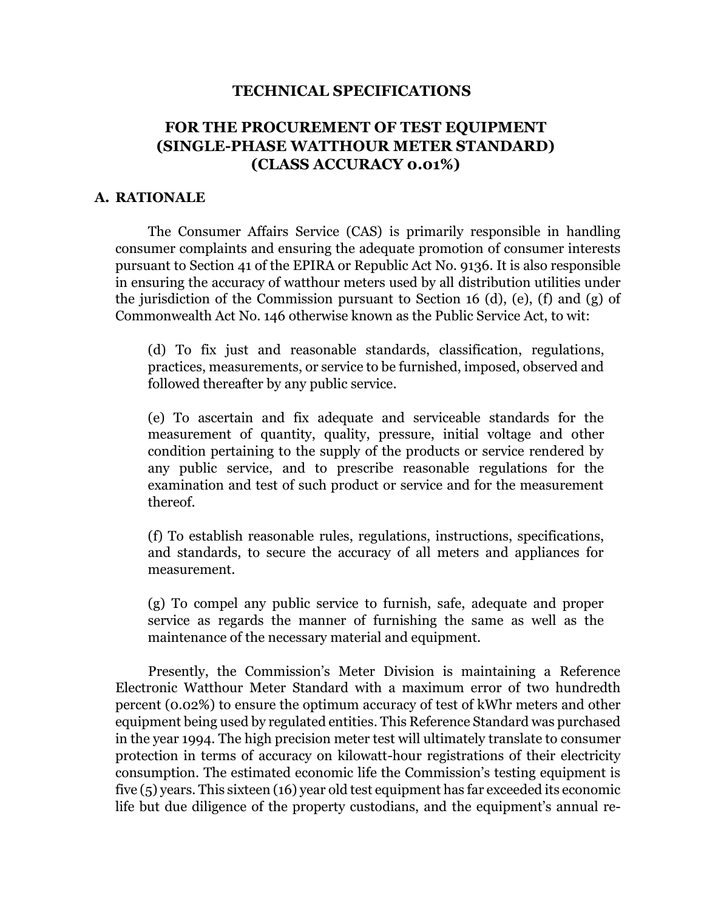# TECHNICAL SPECIFICATIONS

## FOR THE PROCUREMENT OF TEST EQUIPMENT (SINGLE-PHASE WATTHOUR METER STANDARD) (CLASS ACCURACY 0.01%)

### A. RATIONALE

The Consumer Affairs Service (CAS) is primarily responsible in handling consumer complaints and ensuring the adequate promotion of consumer interests pursuant to Section 41 of the EPIRA or Republic Act No. 9136. It is also responsible in ensuring the accuracy of watthour meters used by all distribution utilities under the jurisdiction of the Commission pursuant to Section 16 (d), (e), (f) and (g) of Commonwealth Act No. 146 otherwise known as the Public Service Act, to wit:

> (d) To fix just and reasonable standards, classification, regulations, practices, measurements, or service to be furnished, imposed, observed and followed thereafter by any public service.
>
> (e) To ascertain and fix adequate and serviceable standards for the measurement of quantity, quality, pressure, initial voltage and other condition pertaining to the supply of the products or service rendered by any public service, and to prescribe reasonable regulations for the examination and test of such product or service and for the measurement thereof.
>
> (f) To establish reasonable rules, regulations, instructions, specifications, and standards, to secure the accuracy of all meters and appliances for measurement.
>
> (g) To compel any public service to furnish, safe, adequate and proper service as regards the manner of furnishing the same as well as the maintenance of the necessary material and equipment.

Presently, the Commission's Meter Division is maintaining a Reference Electronic Watthour Meter Standard with a maximum error of two hundredth percent (0.02%) to ensure the optimum accuracy of test of kWhr meters and other equipment being used by regulated entities. This Reference Standard was purchased in the year 1994. The high precision meter test will ultimately translate to consumer protection in terms of accuracy on kilowatt-hour registrations of their electricity consumption. The estimated economic life the Commission's testing equipment is five (5) years. This sixteen (16) year old test equipment has far exceeded its economic life but due diligence of the property custodians, and the equipment's annual re-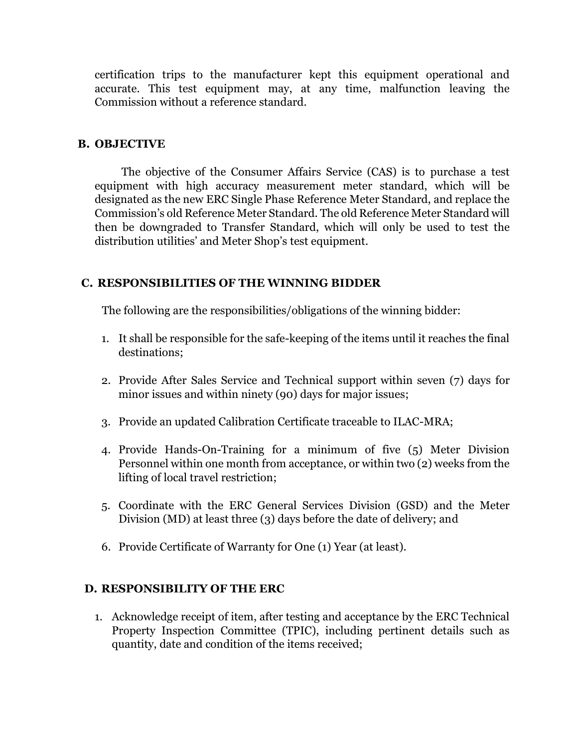certification trips to the manufacturer kept this equipment operational and accurate. This test equipment may, at any time, malfunction leaving the Commission without a reference standard.

## B. OBJECTIVE

The objective of the Consumer Affairs Service (CAS) is to purchase a test equipment with high accuracy measurement meter standard, which will be designated as the new ERC Single Phase Reference Meter Standard, and replace the Commission's old Reference Meter Standard. The old Reference Meter Standard will then be downgraded to Transfer Standard, which will only be used to test the distribution utilities' and Meter Shop's test equipment.

## C. RESPONSIBILITIES OF THE WINNING BIDDER

The following are the responsibilities/obligations of the winning bidder:

1. It shall be responsible for the safe-keeping of the items until it reaches the final destinations;
2. Provide After Sales Service and Technical support within seven (7) days for minor issues and within ninety (90) days for major issues;
3. Provide an updated Calibration Certificate traceable to ILAC-MRA;
4. Provide Hands-On-Training for a minimum of five (5) Meter Division Personnel within one month from acceptance, or within two (2) weeks from the lifting of local travel restriction;
5. Coordinate with the ERC General Services Division (GSD) and the Meter Division (MD) at least three (3) days before the date of delivery; and
6. Provide Certificate of Warranty for One (1) Year (at least).

## D. RESPONSIBILITY OF THE ERC

1. Acknowledge receipt of item, after testing and acceptance by the ERC Technical Property Inspection Committee (TPIC), including pertinent details such as quantity, date and condition of the items received;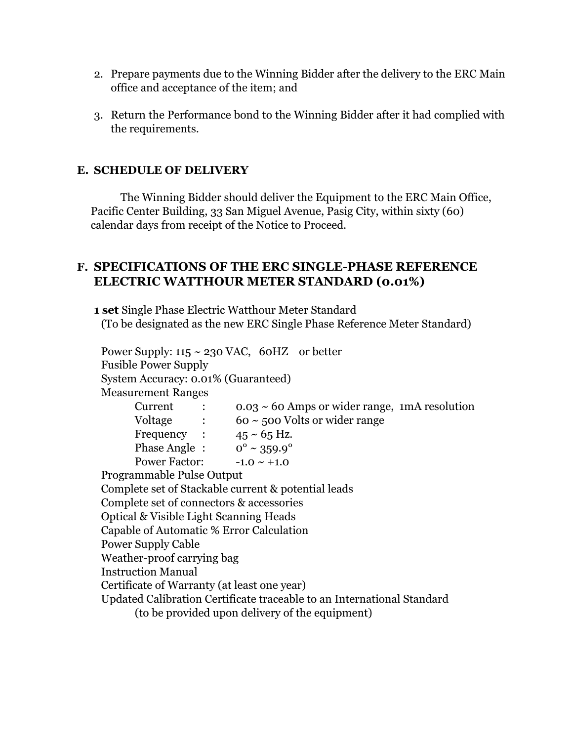2. Prepare payments due to the Winning Bidder after the delivery to the ERC Main office and acceptance of the item; and

3. Return the Performance bond to the Winning Bidder after it had complied with the requirements.

## E. SCHEDULE OF DELIVERY

The Winning Bidder should deliver the Equipment to the ERC Main Office, Pacific Center Building, 33 San Miguel Avenue, Pasig City, within sixty (60) calendar days from receipt of the Notice to Proceed.

## F. SPECIFICATIONS OF THE ERC SINGLE-PHASE REFERENCE ELECTRIC WATTHOUR METER STANDARD (0.01%)

**1 set** Single Phase Electric Watthour Meter Standard
(To be designated as the new ERC Single Phase Reference Meter Standard)

Power Supply: 115 ~ 230 VAC, 60HZ or better
Fusible Power Supply
System Accuracy: 0.01% (Guaranteed)
Measurement Ranges

| | | |
|---|---|---|
| Current | : | 0.03 ~ 60 Amps or wider range, 1mA resolution |
| Voltage | : | 60 ~ 500 Volts or wider range |
| Frequency | : | 45 ~ 65 Hz. |
| Phase Angle | : | 0° ~ 359.9° |
| Power Factor: | | -1.0 ~ +1.0 |

Programmable Pulse Output
Complete set of Stackable current & potential leads
Complete set of connectors & accessories
Optical & Visible Light Scanning Heads
Capable of Automatic % Error Calculation
Power Supply Cable
Weather-proof carrying bag
Instruction Manual
Certificate of Warranty (at least one year)
Updated Calibration Certificate traceable to an International Standard
(to be provided upon delivery of the equipment)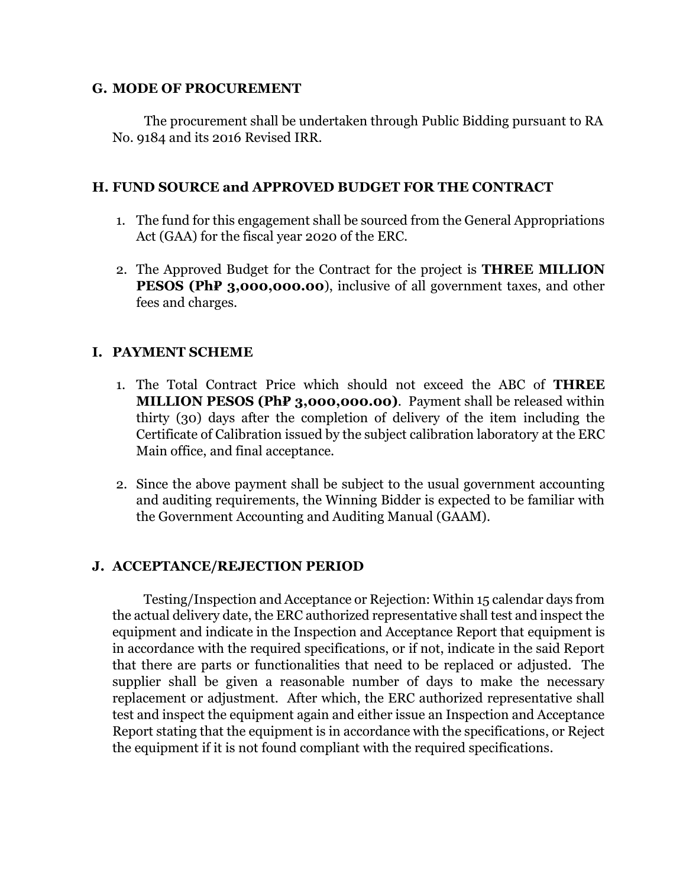## G. MODE OF PROCUREMENT

The procurement shall be undertaken through Public Bidding pursuant to RA No. 9184 and its 2016 Revised IRR.

## H. FUND SOURCE and APPROVED BUDGET FOR THE CONTRACT

1. The fund for this engagement shall be sourced from the General Appropriations Act (GAA) for the fiscal year 2020 of the ERC.

2. The Approved Budget for the Contract for the project is **THREE MILLION PESOS (PhP 3,000,000.00**), inclusive of all government taxes, and other fees and charges.

## I. PAYMENT SCHEME

1. The Total Contract Price which should not exceed the ABC of **THREE MILLION PESOS (PhP 3,000,000.00)**. Payment shall be released within thirty (30) days after the completion of delivery of the item including the Certificate of Calibration issued by the subject calibration laboratory at the ERC Main office, and final acceptance.

2. Since the above payment shall be subject to the usual government accounting and auditing requirements, the Winning Bidder is expected to be familiar with the Government Accounting and Auditing Manual (GAAM).

## J. ACCEPTANCE/REJECTION PERIOD

Testing/Inspection and Acceptance or Rejection: Within 15 calendar days from the actual delivery date, the ERC authorized representative shall test and inspect the equipment and indicate in the Inspection and Acceptance Report that equipment is in accordance with the required specifications, or if not, indicate in the said Report that there are parts or functionalities that need to be replaced or adjusted. The supplier shall be given a reasonable number of days to make the necessary replacement or adjustment. After which, the ERC authorized representative shall test and inspect the equipment again and either issue an Inspection and Acceptance Report stating that the equipment is in accordance with the specifications, or Reject the equipment if it is not found compliant with the required specifications.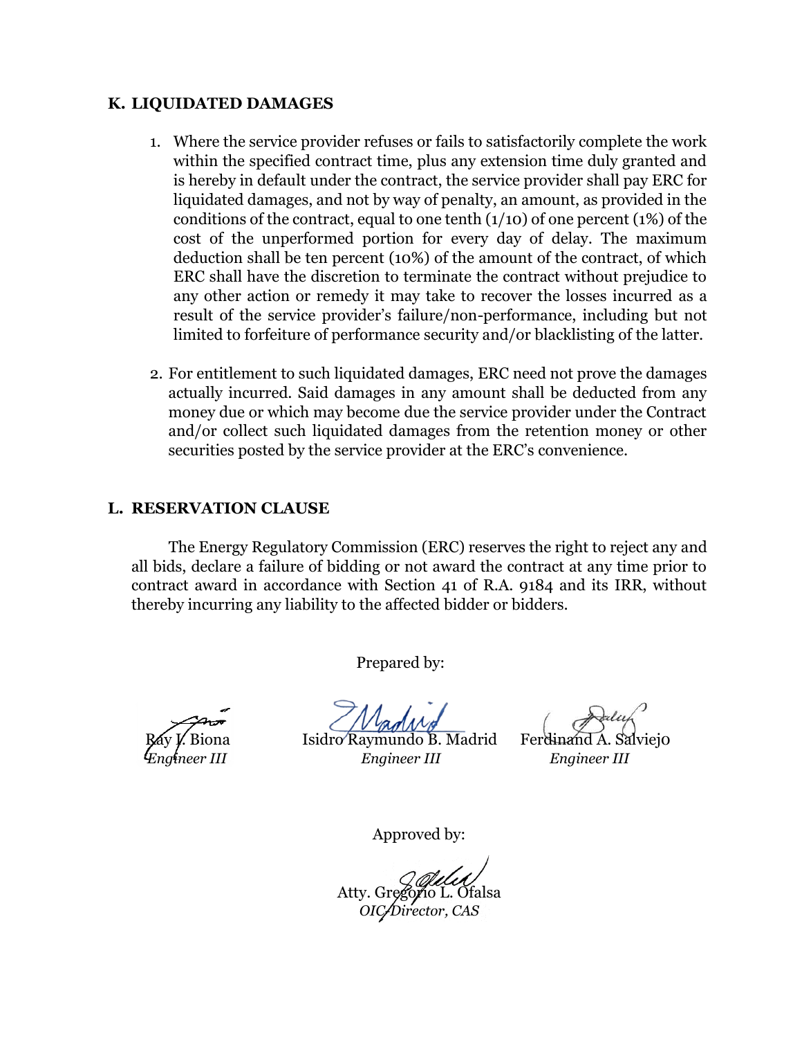## K. LIQUIDATED DAMAGES

1. Where the service provider refuses or fails to satisfactorily complete the work within the specified contract time, plus any extension time duly granted and is hereby in default under the contract, the service provider shall pay ERC for liquidated damages, and not by way of penalty, an amount, as provided in the conditions of the contract, equal to one tenth (1/10) of one percent (1%) of the cost of the unperformed portion for every day of delay. The maximum deduction shall be ten percent (10%) of the amount of the contract, of which ERC shall have the discretion to terminate the contract without prejudice to any other action or remedy it may take to recover the losses incurred as a result of the service provider's failure/non-performance, including but not limited to forfeiture of performance security and/or blacklisting of the latter.

2. For entitlement to such liquidated damages, ERC need not prove the damages actually incurred. Said damages in any amount shall be deducted from any money due or which may become due the service provider under the Contract and/or collect such liquidated damages from the retention money or other securities posted by the service provider at the ERC's convenience.

## L. RESERVATION CLAUSE

The Energy Regulatory Commission (ERC) reserves the right to reject any and all bids, declare a failure of bidding or not award the contract at any time prior to contract award in accordance with Section 41 of R.A. 9184 and its IRR, without thereby incurring any liability to the affected bidder or bidders.

Prepared by:

| | | |
|---|---|---|
| Ray J. Biona | Isidro Raymundo B. Madrid | Ferdinand A. Salviejo |
| *Engineer III* | *Engineer III* | *Engineer III* |

Approved by:

Atty. Gregorio L. Ofalsa
*OIC-Director, CAS*